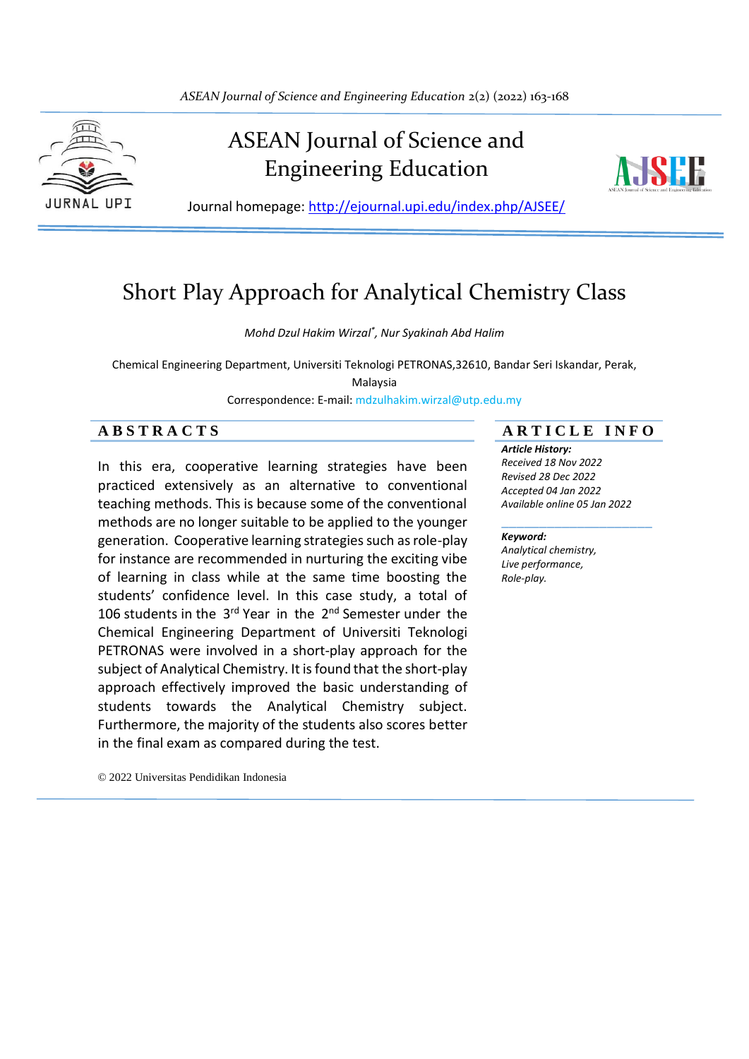# ASEAN Journal of Science and Engineering Education

Journal homepage: http://ejournal.upi.edu/index.php/AJSEE/

# Short Play Approach for Analytical Chemistry Class

*Mohd Dzul Hakim Wirzal*, Nur Syakinah Abd Halim*

Chemical Engineering Department, Universiti Teknologi PETRONAS,32610, Bandar Seri Iskandar, Perak, Malaysia

Correspondence: E-mail: mdzulhakim.wirzal@utp.edu.my

## ABSTRACTS

In this era, cooperative learning strategies have been practiced extensively as an alternative to conventional teaching methods. This is because some of the conventional methods are no longer suitable to be applied to the younger generation. Cooperative learning strategies such as role-play for instance are recommended in nurturing the exciting vibe of learning in class while at the same time boosting the students' confidence level. In this case study, a total of 106 students in the 3rd Year in the 2nd Semester under the Chemical Engineering Department of Universiti Teknologi PETRONAS were involved in a short-play approach for the subject of Analytical Chemistry. It is found that the short-play approach effectively improved the basic understanding of students towards the Analytical Chemistry subject. Furthermore, the majority of the students also scores better in the final exam as compared during the test.

© 2022 Universitas Pendidikan Indonesia

## ARTICLE INFO

***Article History:***
*Received 18 Nov 2022*
*Revised 28 Dec 2022*
*Accepted 04 Jan 2022*
*Available online 05 Jan 2022*

***Keyword:***
*Analytical chemistry,*
*Live performance,*
*Role-play.*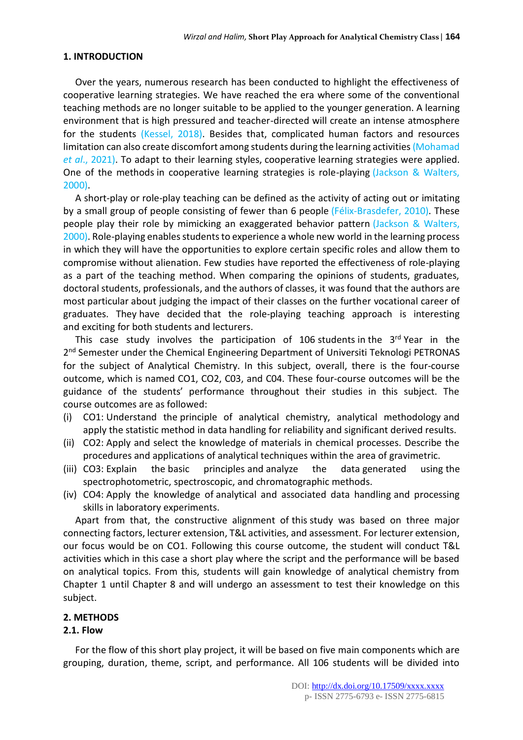## 1. INTRODUCTION

Over the years, numerous research has been conducted to highlight the effectiveness of cooperative learning strategies. We have reached the era where some of the conventional teaching methods are no longer suitable to be applied to the younger generation. A learning environment that is high pressured and teacher-directed will create an intense atmosphere for the students (Kessel, 2018). Besides that, complicated human factors and resources limitation can also create discomfort among students during the learning activities (Mohamad *et al*., 2021). To adapt to their learning styles, cooperative learning strategies were applied. One of the methods in cooperative learning strategies is role-playing (Jackson & Walters, 2000).

A short-play or role-play teaching can be defined as the activity of acting out or imitating by a small group of people consisting of fewer than 6 people (Félix-Brasdefer, 2010). These people play their role by mimicking an exaggerated behavior pattern (Jackson & Walters, 2000). Role-playing enables students to experience a whole new world in the learning process in which they will have the opportunities to explore certain specific roles and allow them to compromise without alienation. Few studies have reported the effectiveness of role-playing as a part of the teaching method. When comparing the opinions of students, graduates, doctoral students, professionals, and the authors of classes, it was found that the authors are most particular about judging the impact of their classes on the further vocational career of graduates. They have decided that the role-playing teaching approach is interesting and exciting for both students and lecturers.

This case study involves the participation of 106 students in the 3rd Year in the 2nd Semester under the Chemical Engineering Department of Universiti Teknologi PETRONAS for the subject of Analytical Chemistry. In this subject, overall, there is the four-course outcome, which is named CO1, CO2, C03, and C04. These four-course outcomes will be the guidance of the students' performance throughout their studies in this subject. The course outcomes are as followed:

(i) CO1: Understand the principle of analytical chemistry, analytical methodology and apply the statistic method in data handling for reliability and significant derived results.
(ii) CO2: Apply and select the knowledge of materials in chemical processes. Describe the procedures and applications of analytical techniques within the area of gravimetric.
(iii) CO3: Explain the basic principles and analyze the data generated using the spectrophotometric, spectroscopic, and chromatographic methods.
(iv) CO4: Apply the knowledge of analytical and associated data handling and processing skills in laboratory experiments.

Apart from that, the constructive alignment of this study was based on three major connecting factors, lecturer extension, T&L activities, and assessment. For lecturer extension, our focus would be on CO1. Following this course outcome, the student will conduct T&L activities which in this case a short play where the script and the performance will be based on analytical topics. From this, students will gain knowledge of analytical chemistry from Chapter 1 until Chapter 8 and will undergo an assessment to test their knowledge on this subject.

## 2. METHODS

### 2.1. Flow

For the flow of this short play project, it will be based on five main components which are grouping, duration, theme, script, and performance. All 106 students will be divided into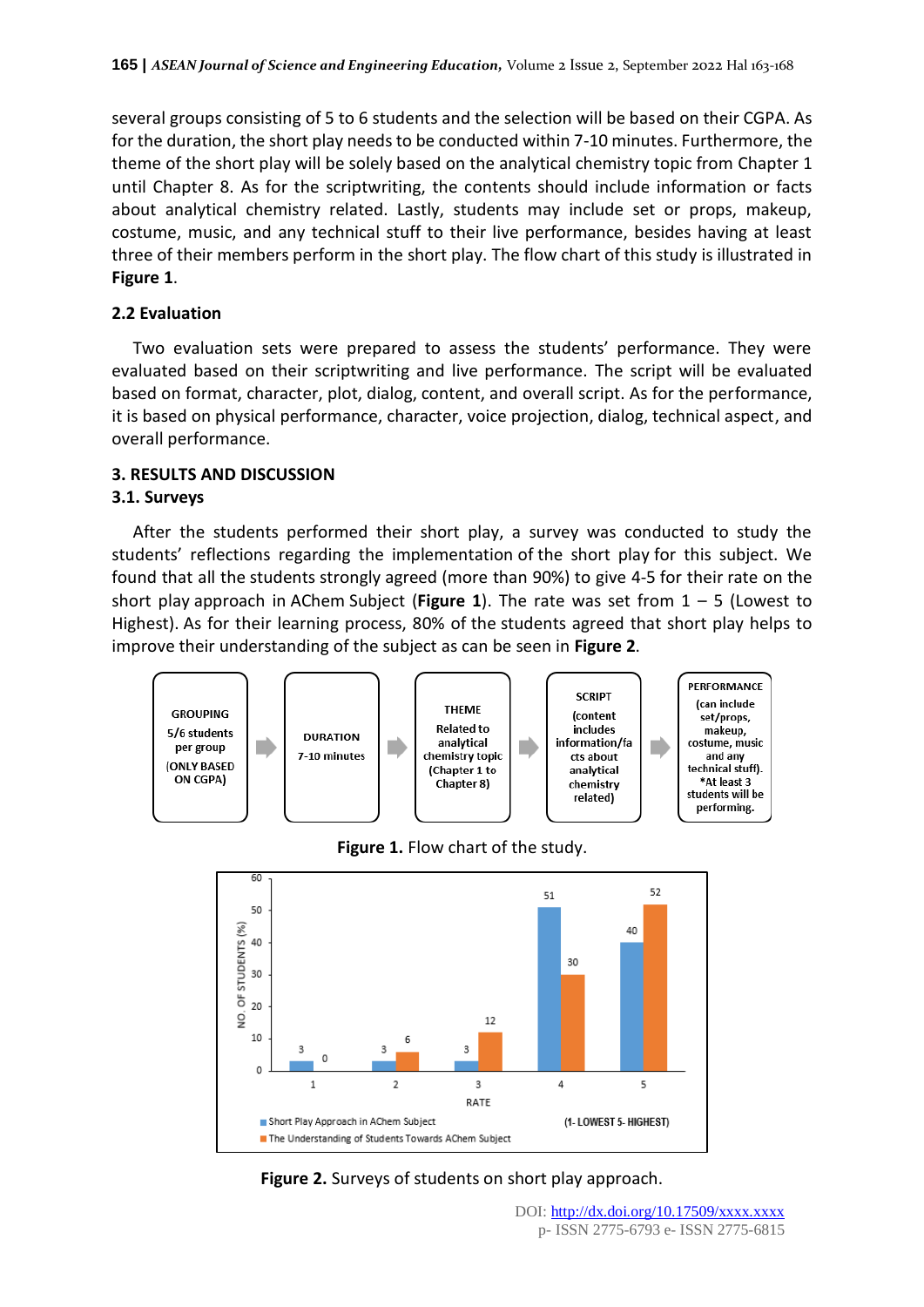several groups consisting of 5 to 6 students and the selection will be based on their CGPA. As for the duration, the short play needs to be conducted within 7-10 minutes. Furthermore, the theme of the short play will be solely based on the analytical chemistry topic from Chapter 1 until Chapter 8. As for the scriptwriting, the contents should include information or facts about analytical chemistry related. Lastly, students may include set or props, makeup, costume, music, and any technical stuff to their live performance, besides having at least three of their members perform in the short play. The flow chart of this study is illustrated in **Figure 1**.

### 2.2 Evaluation

Two evaluation sets were prepared to assess the students' performance. They were evaluated based on their scriptwriting and live performance. The script will be evaluated based on format, character, plot, dialog, content, and overall script. As for the performance, it is based on physical performance, character, voice projection, dialog, technical aspect, and overall performance.

## 3. RESULTS AND DISCUSSION

### 3.1. Surveys

After the students performed their short play, a survey was conducted to study the students' reflections regarding the implementation of the short play for this subject. We found that all the students strongly agreed (more than 90%) to give 4-5 for their rate on the short play approach in AChem Subject (**Figure 1**). The rate was set from 1 – 5 (Lowest to Highest). As for their learning process, 80% of the students agreed that short play helps to improve their understanding of the subject as can be seen in **Figure 2**.

GROUPING 5/6 students per group (ONLY BASED ON CGPA) → DURATION 7-10 minutes → THEME Related to analytical chemistry topic (Chapter 1 to Chapter 8) → SCRIPT (content includes information/facts about analytical chemistry related) → PERFORMANCE (can include set/props, makeup, costume, music and any technical stuff). *At least 3 students will be performing.

**Figure 1.** Flow chart of the study.

| RATE | Short Play Approach in AChem Subject (%) | The Understanding of Students Towards AChem Subject (%) |
| --- | --- | --- |
| 1 | 3 | 0 |
| 2 | 3 | 6 |
| 3 | 3 | 12 |
| 4 | 51 | 30 |
| 5 | 40 | 52 |

(1- LOWEST 5- HIGHEST)

**Figure 2.** Surveys of students on short play approach.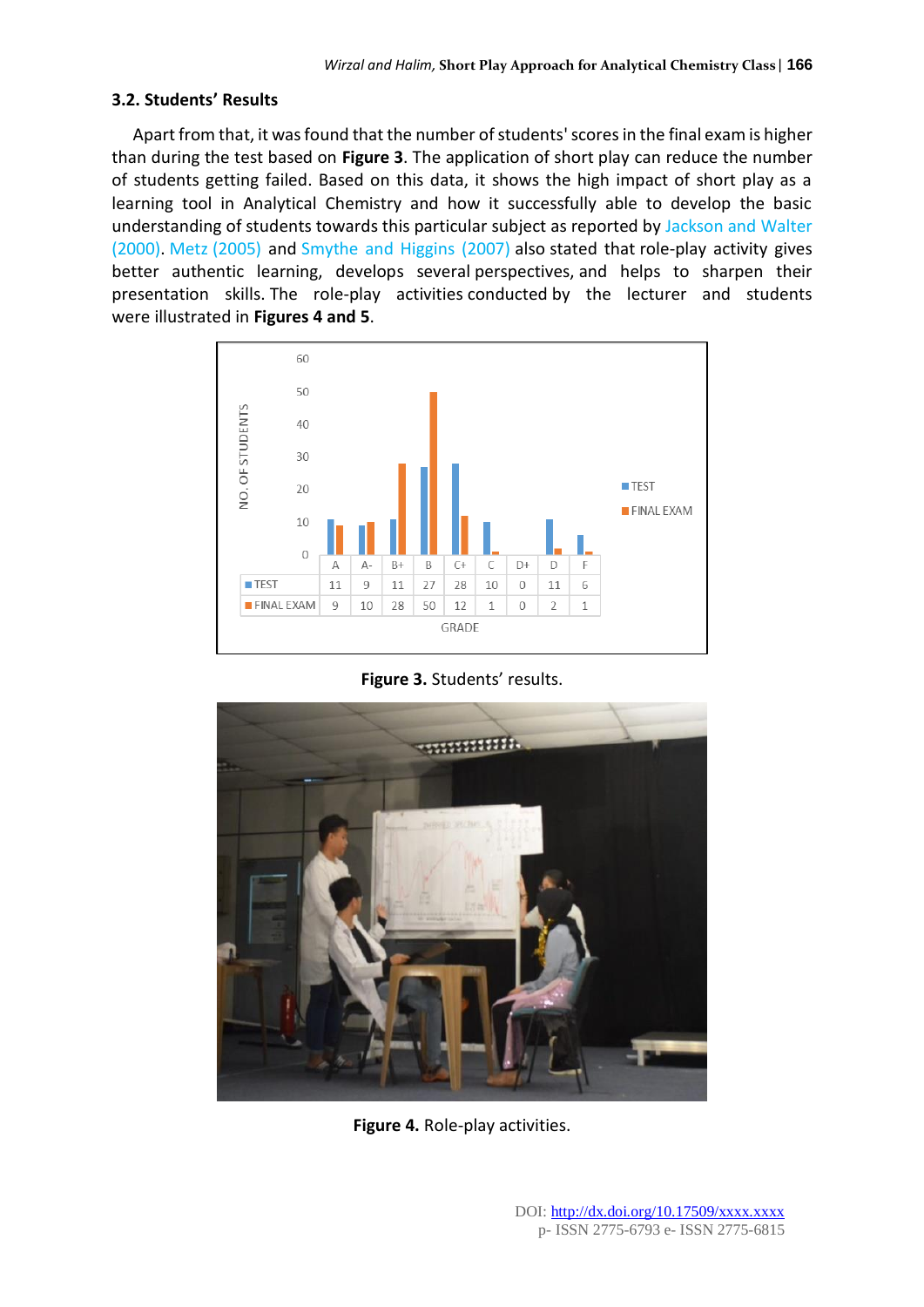### 3.2. Students' Results

Apart from that, it was found that the number of students' scores in the final exam is higher than during the test based on **Figure 3**. The application of short play can reduce the number of students getting failed. Based on this data, it shows the high impact of short play as a learning tool in Analytical Chemistry and how it successfully able to develop the basic understanding of students towards this particular subject as reported by Jackson and Walter (2000). Metz (2005) and Smythe and Higgins (2007) also stated that role-play activity gives better authentic learning, develops several perspectives, and helps to sharpen their presentation skills. The role-play activities conducted by the lecturer and students were illustrated in **Figures 4 and 5**.

| GRADE | A | A- | B+ | B | C+ | C | D+ | D | F |
|---|---|---|---|---|---|---|---|---|---|
| TEST | 11 | 9 | 11 | 27 | 28 | 10 | 0 | 11 | 6 |
| FINAL EXAM | 9 | 10 | 28 | 50 | 12 | 1 | 0 | 2 | 1 |

**Figure 3.** Students' results.

**Figure 4.** Role-play activities.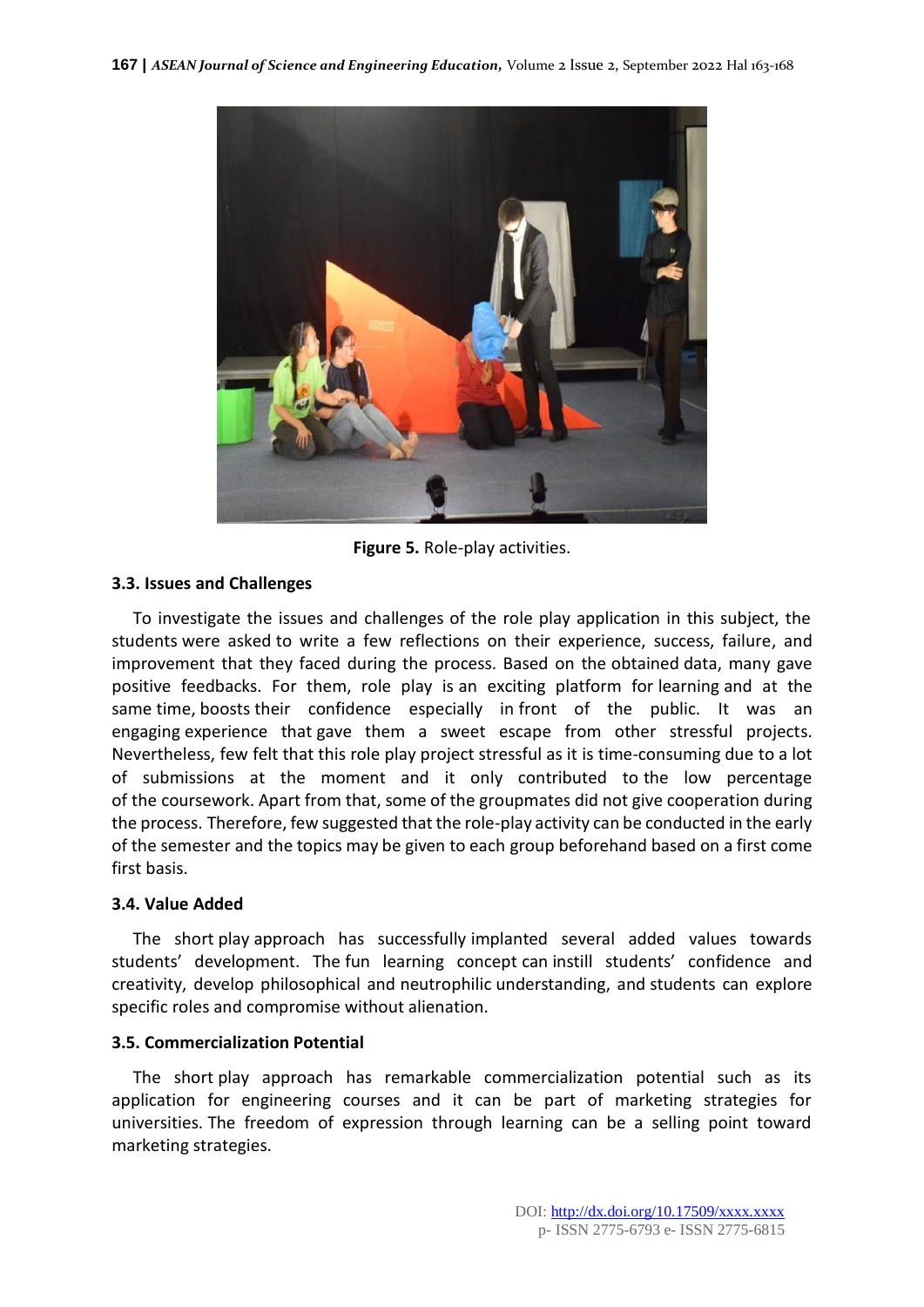**Figure 5.** Role-play activities.

### 3.3. Issues and Challenges

To investigate the issues and challenges of the role play application in this subject, the students were asked to write a few reflections on their experience, success, failure, and improvement that they faced during the process. Based on the obtained data, many gave positive feedbacks. For them, role play is an exciting platform for learning and at the same time, boosts their confidence especially in front of the public. It was an engaging experience that gave them a sweet escape from other stressful projects. Nevertheless, few felt that this role play project stressful as it is time-consuming due to a lot of submissions at the moment and it only contributed to the low percentage of the coursework. Apart from that, some of the groupmates did not give cooperation during the process. Therefore, few suggested that the role-play activity can be conducted in the early of the semester and the topics may be given to each group beforehand based on a first come first basis.

### 3.4. Value Added

The short play approach has successfully implanted several added values towards students' development. The fun learning concept can instill students' confidence and creativity, develop philosophical and neutrophilic understanding, and students can explore specific roles and compromise without alienation.

### 3.5. Commercialization Potential

The short play approach has remarkable commercialization potential such as its application for engineering courses and it can be part of marketing strategies for universities. The freedom of expression through learning can be a selling point toward marketing strategies.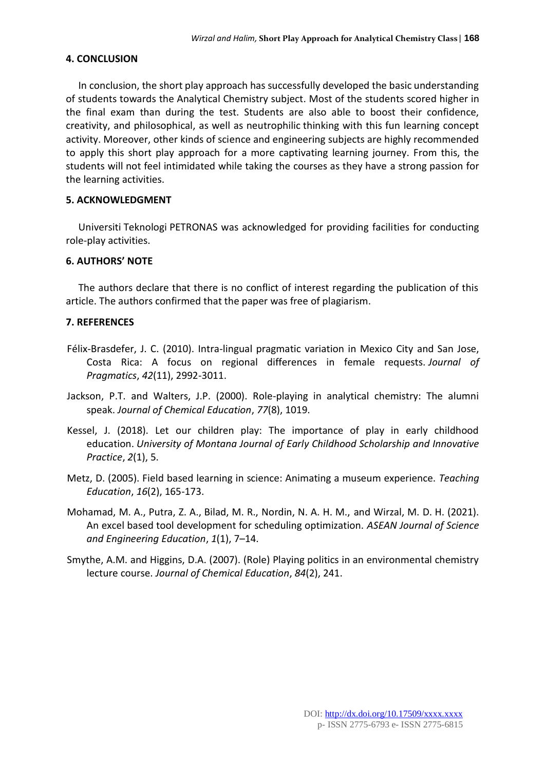## 4. CONCLUSION

In conclusion, the short play approach has successfully developed the basic understanding of students towards the Analytical Chemistry subject. Most of the students scored higher in the final exam than during the test. Students are also able to boost their confidence, creativity, and philosophical, as well as neutrophilic thinking with this fun learning concept activity. Moreover, other kinds of science and engineering subjects are highly recommended to apply this short play approach for a more captivating learning journey. From this, the students will not feel intimidated while taking the courses as they have a strong passion for the learning activities.

## 5. ACKNOWLEDGMENT

Universiti Teknologi PETRONAS was acknowledged for providing facilities for conducting role-play activities.

## 6. AUTHORS' NOTE

The authors declare that there is no conflict of interest regarding the publication of this article. The authors confirmed that the paper was free of plagiarism.

## 7. REFERENCES

Félix-Brasdefer, J. C. (2010). Intra-lingual pragmatic variation in Mexico City and San Jose, Costa Rica: A focus on regional differences in female requests. *Journal of Pragmatics*, *42*(11), 2992-3011.

Jackson, P.T. and Walters, J.P. (2000). Role-playing in analytical chemistry: The alumni speak. *Journal of Chemical Education*, *77*(8), 1019.

Kessel, J. (2018). Let our children play: The importance of play in early childhood education. *University of Montana Journal of Early Childhood Scholarship and Innovative Practice*, *2*(1), 5.

Metz, D. (2005). Field based learning in science: Animating a museum experience. *Teaching Education*, *16*(2), 165-173.

Mohamad, M. A., Putra, Z. A., Bilad, M. R., Nordin, N. A. H. M., and Wirzal, M. D. H. (2021). An excel based tool development for scheduling optimization. *ASEAN Journal of Science and Engineering Education*, *1*(1), 7–14.

Smythe, A.M. and Higgins, D.A. (2007). (Role) Playing politics in an environmental chemistry lecture course. *Journal of Chemical Education*, *84*(2), 241.